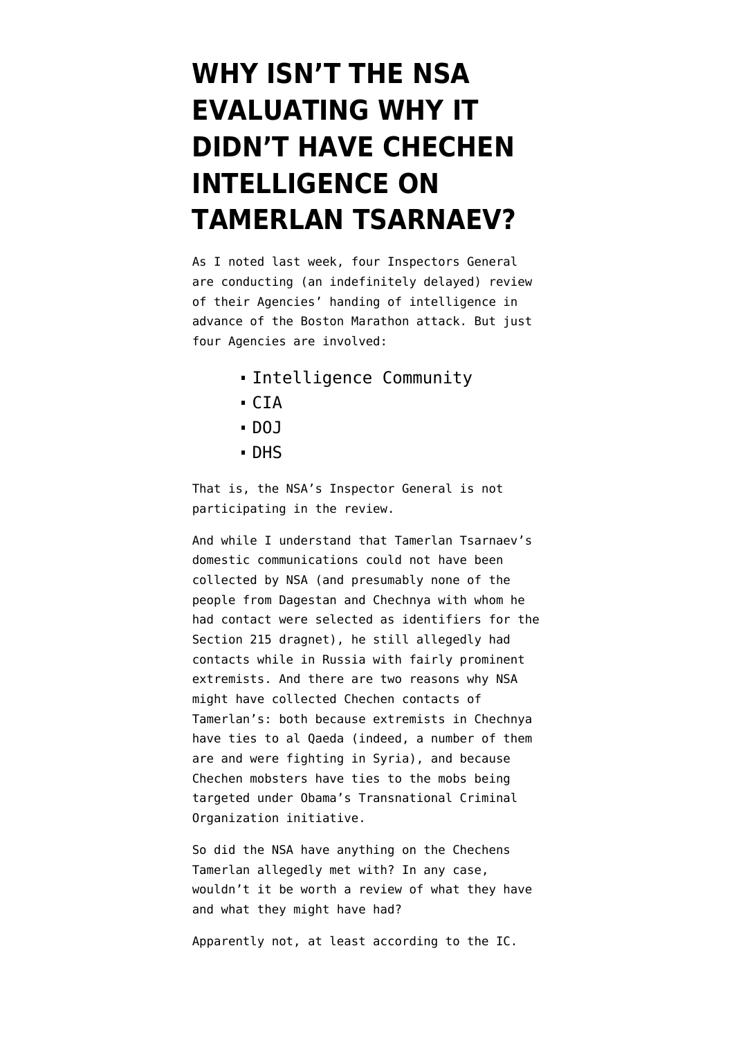# WHY ISN'T THE NSA EVALUATING WHY IT DIDN'T HAVE CHECHEN INTELLIGENCE ON TAMERLAN TSARNAEV?

As I noted last week, four Inspectors General are conducting (an indefinitely delayed) review of their Agencies' handing of intelligence in advance of the Boston Marathon attack. But just four Agencies are involved:

- Intelligence Community
- CIA
- DOJ
- DHS

That is, the NSA's Inspector General is not participating in the review.

And while I understand that Tamerlan Tsarnaev's domestic communications could not have been collected by NSA (and presumably none of the people from Dagestan and Chechnya with whom he had contact were selected as identifiers for the Section 215 dragnet), he still allegedly had contacts while in Russia with fairly prominent extremists. And there are two reasons why NSA might have collected Chechen contacts of Tamerlan's: both because extremists in Chechnya have ties to al Qaeda (indeed, a number of them are and were fighting in Syria), and because Chechen mobsters have ties to the mobs being targeted under Obama's Transnational Criminal Organization initiative.

So did the NSA have anything on the Chechens Tamerlan allegedly met with? In any case, wouldn't it be worth a review of what they have and what they might have had?

Apparently not, at least according to the IC.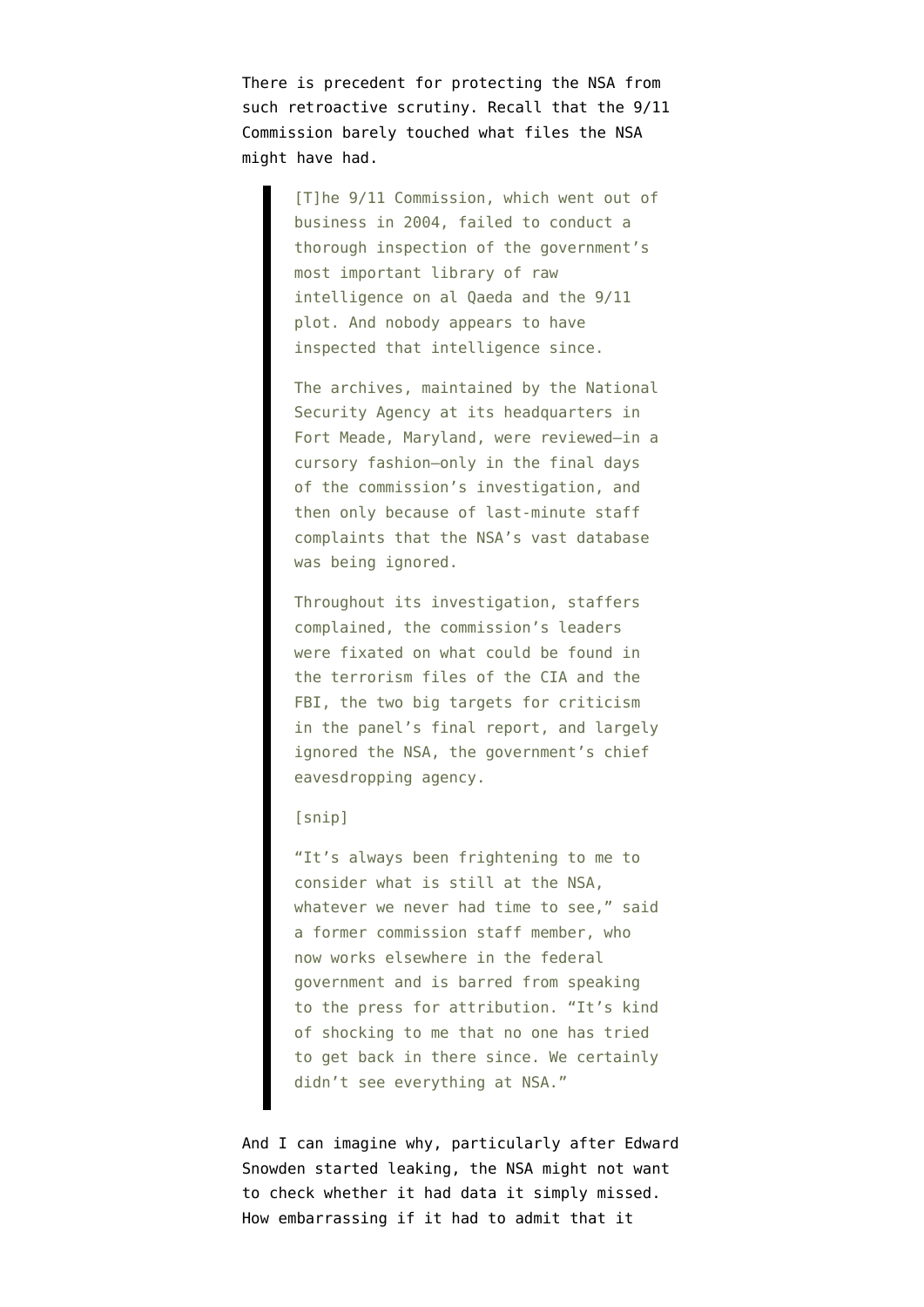There is precedent for protecting the NSA from such retroactive scrutiny. Recall that the 9/11 Commission barely touched what files the NSA might have had.

> [T]he 9/11 Commission, which went out of business in 2004, failed to conduct a thorough inspection of the government's most important library of raw intelligence on al Qaeda and the 9/11 plot. And nobody appears to have inspected that intelligence since.
>
> The archives, maintained by the National Security Agency at its headquarters in Fort Meade, Maryland, were reviewed—in a cursory fashion—only in the final days of the commission's investigation, and then only because of last-minute staff complaints that the NSA's vast database was being ignored.
>
> Throughout its investigation, staffers complained, the commission's leaders were fixated on what could be found in the terrorism files of the CIA and the FBI, the two big targets for criticism in the panel's final report, and largely ignored the NSA, the government's chief eavesdropping agency.
>
> [snip]
>
> "It's always been frightening to me to consider what is still at the NSA, whatever we never had time to see," said a former commission staff member, who now works elsewhere in the federal government and is barred from speaking to the press for attribution. "It's kind of shocking to me that no one has tried to get back in there since. We certainly didn't see everything at NSA."

And I can imagine why, particularly after Edward Snowden started leaking, the NSA might not want to check whether it had data it simply missed. How embarrassing if it had to admit that it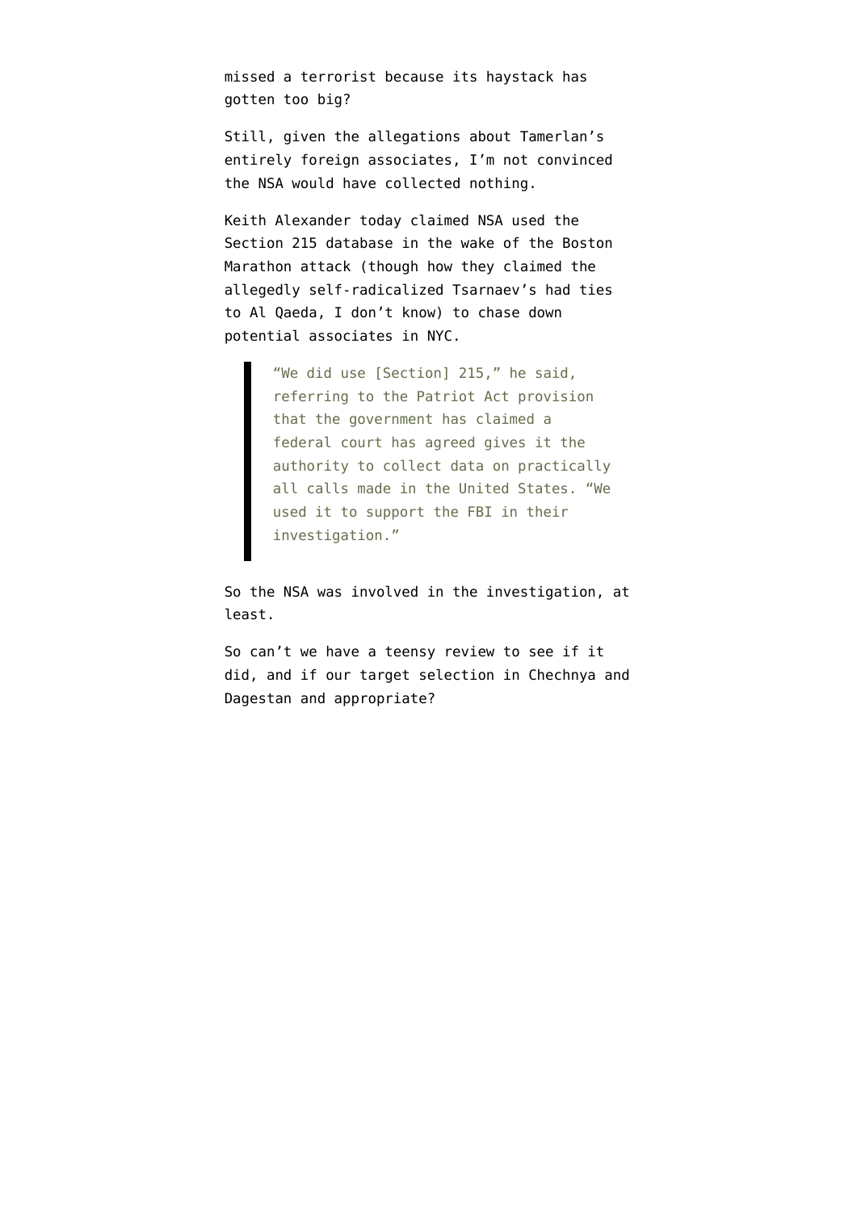missed a terrorist because its haystack has gotten too big?

Still, given the allegations about Tamerlan's entirely foreign associates, I'm not convinced the NSA would have collected nothing.

Keith Alexander today claimed NSA used the Section 215 database in the wake of the Boston Marathon attack (though how they claimed the allegedly self-radicalized Tsarnaev's had ties to Al Qaeda, I don't know) to chase down potential associates in NYC.

> "We did use [Section] 215," he said, referring to the Patriot Act provision that the government has claimed a federal court has agreed gives it the authority to collect data on practically all calls made in the United States. "We used it to support the FBI in their investigation."

So the NSA was involved in the investigation, at least.

So can't we have a teensy review to see if it did, and if our target selection in Chechnya and Dagestan and appropriate?